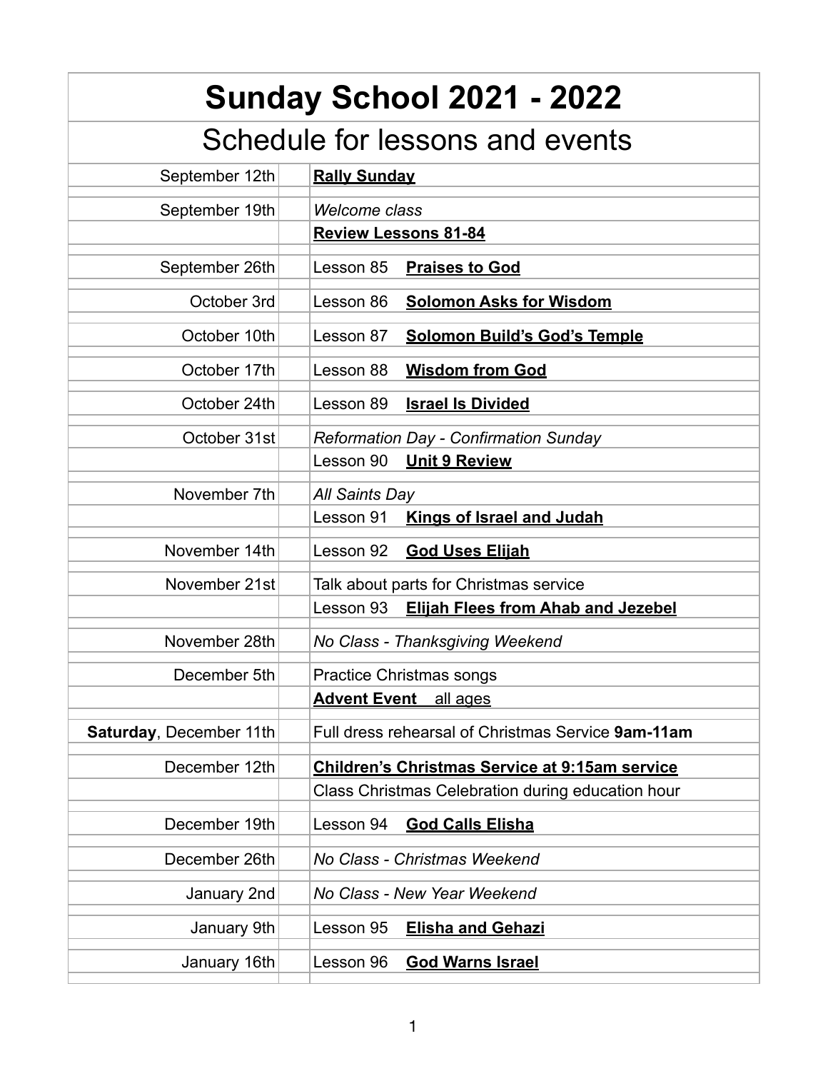# Sunday School 2021 - 2022

## Schedule for lessons and events

| Date | Lesson / Event |
|---|---|
| September 12th | **Rally Sunday** |
| September 19th | *Welcome class* |
| | **Review Lessons 81-84** |
| September 26th | Lesson 85 **Praises to God** |
| October 3rd | Lesson 86 **Solomon Asks for Wisdom** |
| October 10th | Lesson 87 **Solomon Build's God's Temple** |
| October 17th | Lesson 88 **Wisdom from God** |
| October 24th | Lesson 89 **Israel Is Divided** |
| October 31st | *Reformation Day - Confirmation Sunday* |
| | Lesson 90 **Unit 9 Review** |
| November 7th | *All Saints Day* |
| | Lesson 91 **Kings of Israel and Judah** |
| November 14th | Lesson 92 **God Uses Elijah** |
| November 21st | Talk about parts for Christmas service |
| | Lesson 93 **Elijah Flees from Ahab and Jezebel** |
| November 28th | *No Class - Thanksgiving Weekend* |
| December 5th | Practice Christmas songs |
| | **Advent Event** all ages |
| **Saturday**, December 11th | Full dress rehearsal of Christmas Service **9am-11am** |
| December 12th | **Children's Christmas Service at 9:15am service** |
| | Class Christmas Celebration during education hour |
| December 19th | Lesson 94 **God Calls Elisha** |
| December 26th | *No Class - Christmas Weekend* |
| January 2nd | *No Class - New Year Weekend* |
| January 9th | Lesson 95 **Elisha and Gehazi** |
| January 16th | Lesson 96 **God Warns Israel** |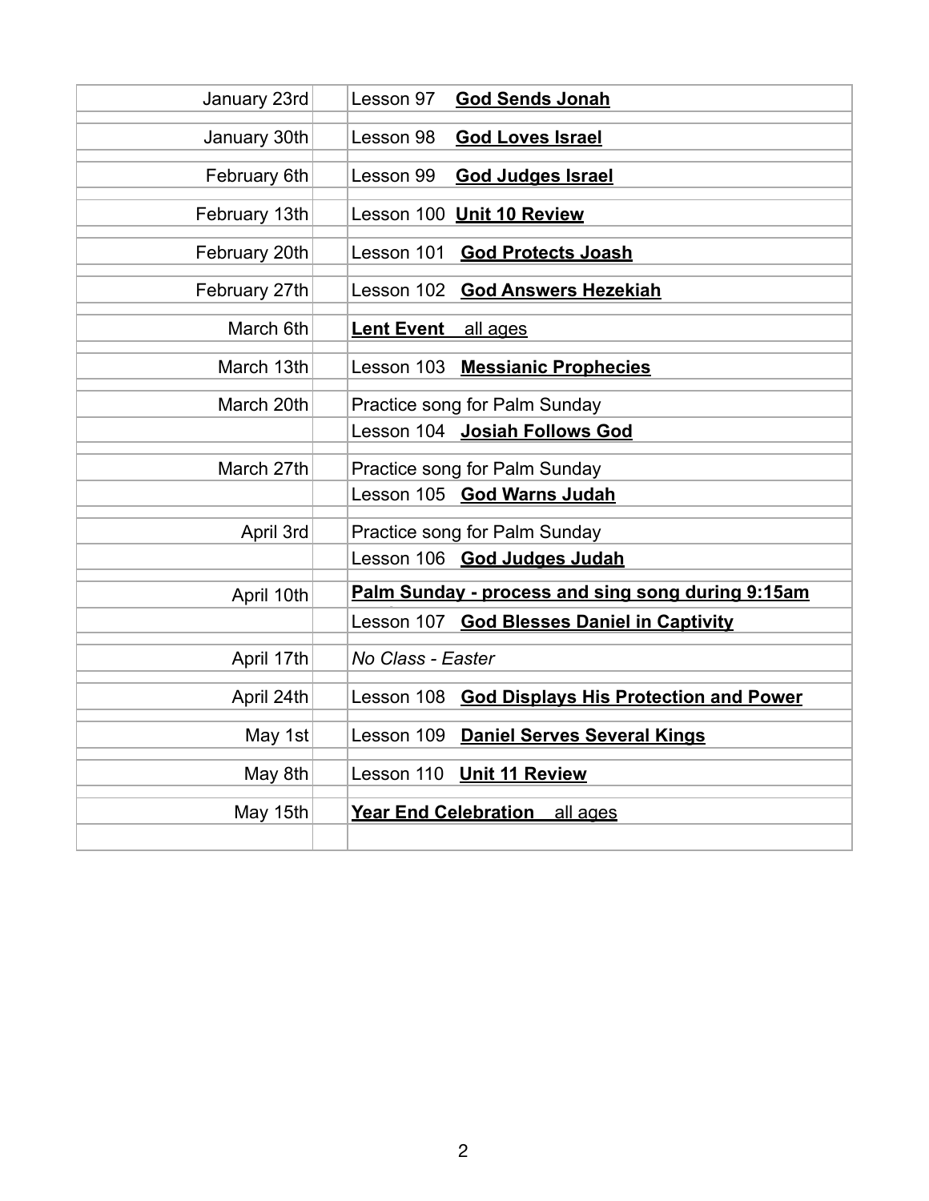| | | |
|---|---|---|
| January 23rd | | Lesson 97 **God Sends Jonah** |
| January 30th | | Lesson 98 **God Loves Israel** |
| February 6th | | Lesson 99 **God Judges Israel** |
| February 13th | | Lesson 100 **Unit 10 Review** |
| February 20th | | Lesson 101 **God Protects Joash** |
| February 27th | | Lesson 102 **God Answers Hezekiah** |
| March 6th | | **Lent Event** all ages |
| March 13th | | Lesson 103 **Messianic Prophecies** |
| March 20th | | Practice song for Palm Sunday |
| | | Lesson 104 **Josiah Follows God** |
| March 27th | | Practice song for Palm Sunday |
| | | Lesson 105 **God Warns Judah** |
| April 3rd | | Practice song for Palm Sunday |
| | | Lesson 106 **God Judges Judah** |
| April 10th | | **Palm Sunday - process and sing song during 9:15am** |
| | | Lesson 107 **God Blesses Daniel in Captivity** |
| April 17th | | *No Class - Easter* |
| April 24th | | Lesson 108 **God Displays His Protection and Power** |
| May 1st | | Lesson 109 **Daniel Serves Several Kings** |
| May 8th | | Lesson 110 **Unit 11 Review** |
| May 15th | | **Year End Celebration** all ages |
| | | |